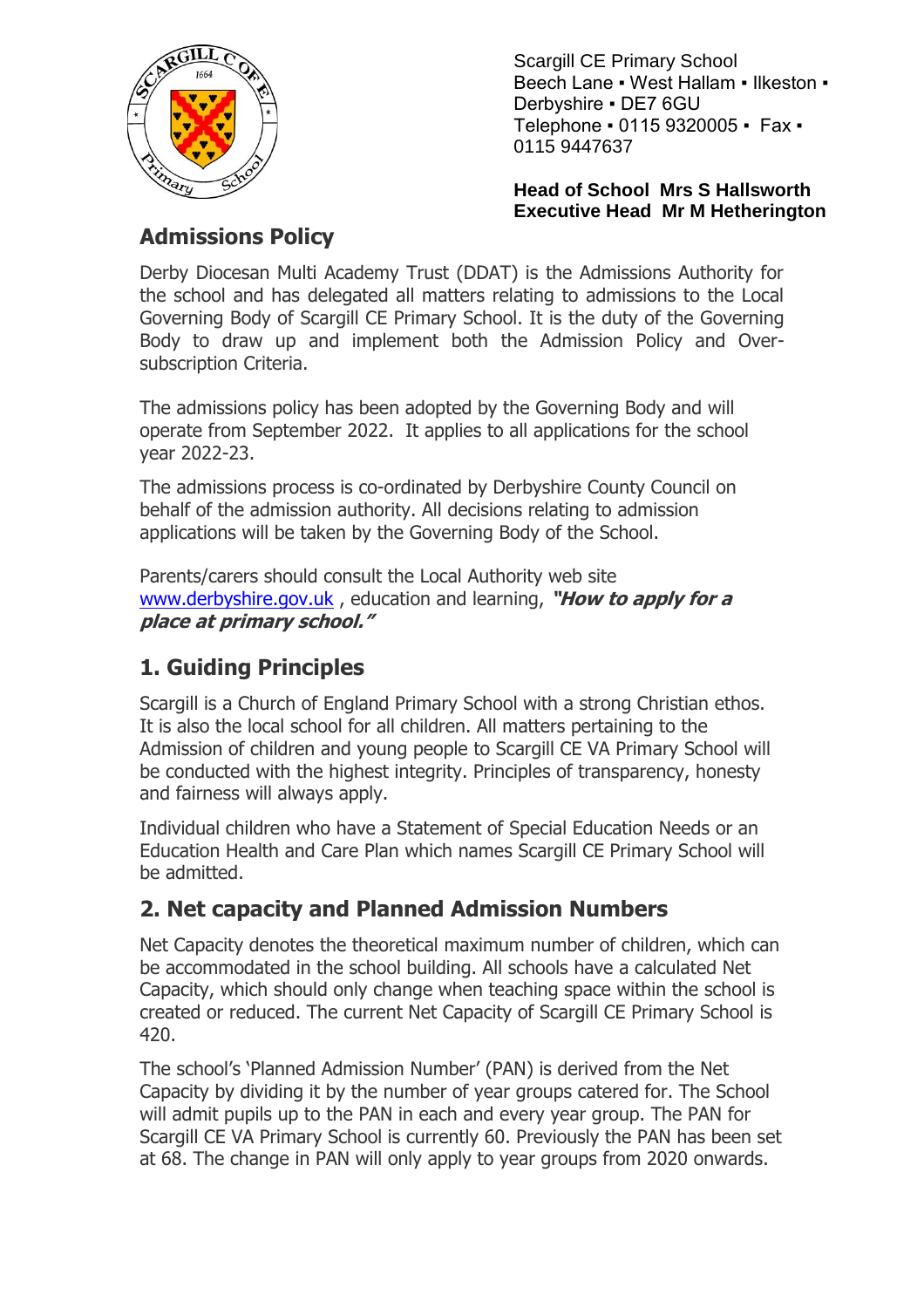Scargill CE Primary School
Beech Lane ▪ West Hallam ▪ Ilkeston ▪ Derbyshire ▪ DE7 6GU
Telephone ▪ 0115 9320005 ▪ Fax ▪ 0115 9447637

**Head of School Mrs S Hallsworth**
**Executive Head Mr M Hetherington**

# Admissions Policy

Derby Diocesan Multi Academy Trust (DDAT) is the Admissions Authority for the school and has delegated all matters relating to admissions to the Local Governing Body of Scargill CE Primary School. It is the duty of the Governing Body to draw up and implement both the Admission Policy and Over-subscription Criteria.

The admissions policy has been adopted by the Governing Body and will operate from September 2022. It applies to all applications for the school year 2022-23.

The admissions process is co-ordinated by Derbyshire County Council on behalf of the admission authority. All decisions relating to admission applications will be taken by the Governing Body of the School.

Parents/carers should consult the Local Authority web site [www.derbyshire.gov.uk](http://www.derbyshire.gov.uk) , education and learning, ***"How to apply for a place at primary school."***

## 1. Guiding Principles

Scargill is a Church of England Primary School with a strong Christian ethos. It is also the local school for all children. All matters pertaining to the Admission of children and young people to Scargill CE VA Primary School will be conducted with the highest integrity. Principles of transparency, honesty and fairness will always apply.

Individual children who have a Statement of Special Education Needs or an Education Health and Care Plan which names Scargill CE Primary School will be admitted.

## 2. Net capacity and Planned Admission Numbers

Net Capacity denotes the theoretical maximum number of children, which can be accommodated in the school building. All schools have a calculated Net Capacity, which should only change when teaching space within the school is created or reduced. The current Net Capacity of Scargill CE Primary School is 420.

The school's 'Planned Admission Number' (PAN) is derived from the Net Capacity by dividing it by the number of year groups catered for. The School will admit pupils up to the PAN in each and every year group. The PAN for Scargill CE VA Primary School is currently 60. Previously the PAN has been set at 68. The change in PAN will only apply to year groups from 2020 onwards.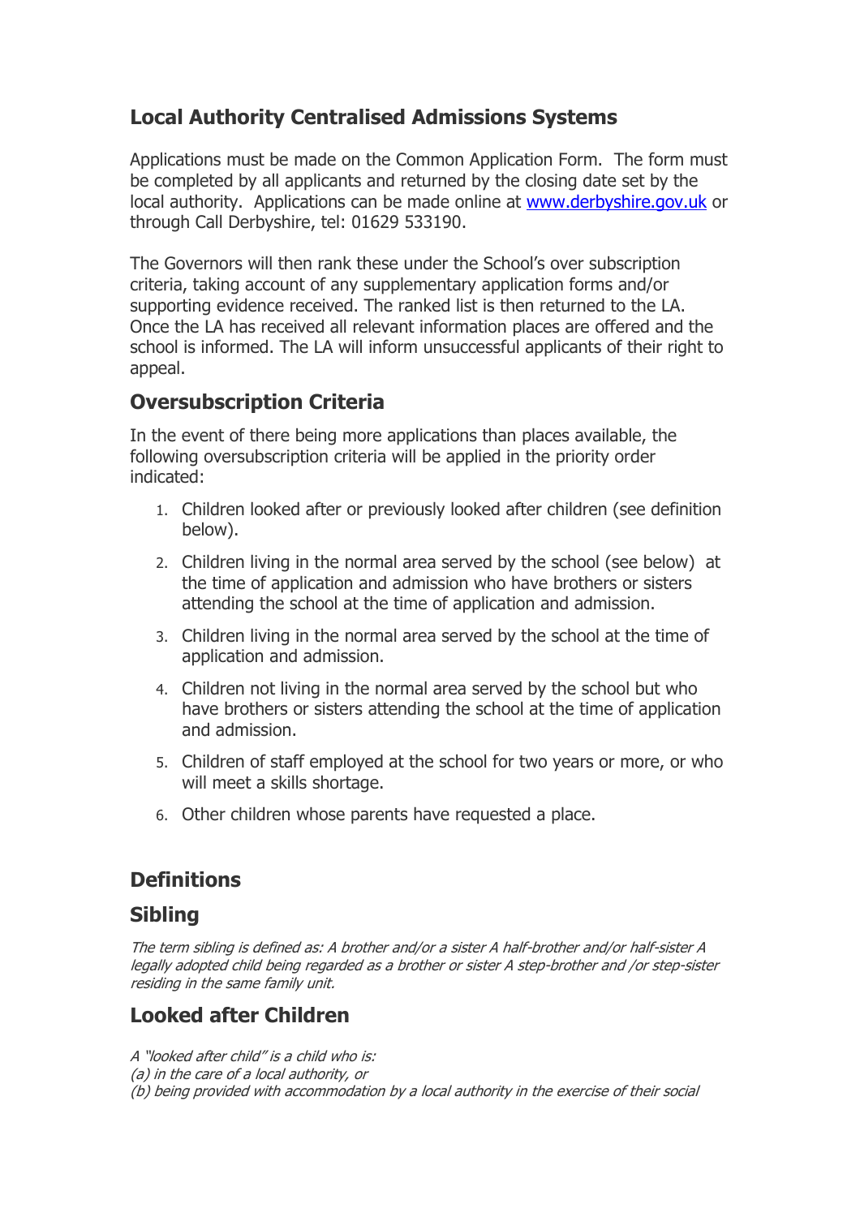## Local Authority Centralised Admissions Systems

Applications must be made on the Common Application Form. The form must be completed by all applicants and returned by the closing date set by the local authority. Applications can be made online at [www.derbyshire.gov.uk](http://www.derbyshire.gov.uk) or through Call Derbyshire, tel: 01629 533190.

The Governors will then rank these under the School's over subscription criteria, taking account of any supplementary application forms and/or supporting evidence received. The ranked list is then returned to the LA. Once the LA has received all relevant information places are offered and the school is informed. The LA will inform unsuccessful applicants of their right to appeal.

## Oversubscription Criteria

In the event of there being more applications than places available, the following oversubscription criteria will be applied in the priority order indicated:

1. Children looked after or previously looked after children (see definition below).
2. Children living in the normal area served by the school (see below) at the time of application and admission who have brothers or sisters attending the school at the time of application and admission.
3. Children living in the normal area served by the school at the time of application and admission.
4. Children not living in the normal area served by the school but who have brothers or sisters attending the school at the time of application and admission.
5. Children of staff employed at the school for two years or more, or who will meet a skills shortage.
6. Other children whose parents have requested a place.

## Definitions

### Sibling

*The term sibling is defined as: A brother and/or a sister A half-brother and/or half-sister A legally adopted child being regarded as a brother or sister A step-brother and /or step-sister residing in the same family unit.*

### Looked after Children

*A "looked after child" is a child who is:*
*(a) in the care of a local authority, or*
*(b) being provided with accommodation by a local authority in the exercise of their social*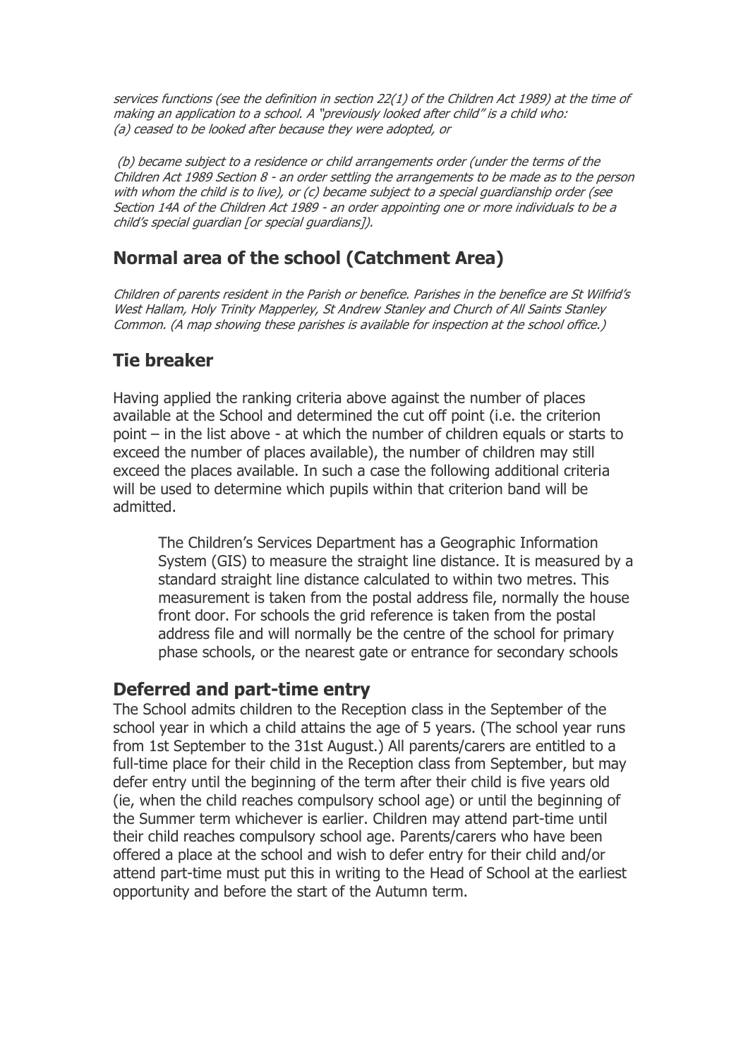*services functions (see the definition in section 22(1) of the Children Act 1989) at the time of making an application to a school. A "previously looked after child" is a child who:*
*(a) ceased to be looked after because they were adopted, or*

*(b) became subject to a residence or child arrangements order (under the terms of the Children Act 1989 Section 8 - an order settling the arrangements to be made as to the person with whom the child is to live), or (c) became subject to a special guardianship order (see Section 14A of the Children Act 1989 - an order appointing one or more individuals to be a child's special guardian [or special guardians]).*

## Normal area of the school (Catchment Area)

*Children of parents resident in the Parish or benefice. Parishes in the benefice are St Wilfrid's West Hallam, Holy Trinity Mapperley, St Andrew Stanley and Church of All Saints Stanley Common. (A map showing these parishes is available for inspection at the school office.)*

## Tie breaker

Having applied the ranking criteria above against the number of places available at the School and determined the cut off point (i.e. the criterion point – in the list above - at which the number of children equals or starts to exceed the number of places available), the number of children may still exceed the places available. In such a case the following additional criteria will be used to determine which pupils within that criterion band will be admitted.

> The Children's Services Department has a Geographic Information System (GIS) to measure the straight line distance. It is measured by a standard straight line distance calculated to within two metres. This measurement is taken from the postal address file, normally the house front door. For schools the grid reference is taken from the postal address file and will normally be the centre of the school for primary phase schools, or the nearest gate or entrance for secondary schools

## Deferred and part-time entry

The School admits children to the Reception class in the September of the school year in which a child attains the age of 5 years. (The school year runs from 1st September to the 31st August.) All parents/carers are entitled to a full-time place for their child in the Reception class from September, but may defer entry until the beginning of the term after their child is five years old (ie, when the child reaches compulsory school age) or until the beginning of the Summer term whichever is earlier. Children may attend part-time until their child reaches compulsory school age. Parents/carers who have been offered a place at the school and wish to defer entry for their child and/or attend part-time must put this in writing to the Head of School at the earliest opportunity and before the start of the Autumn term.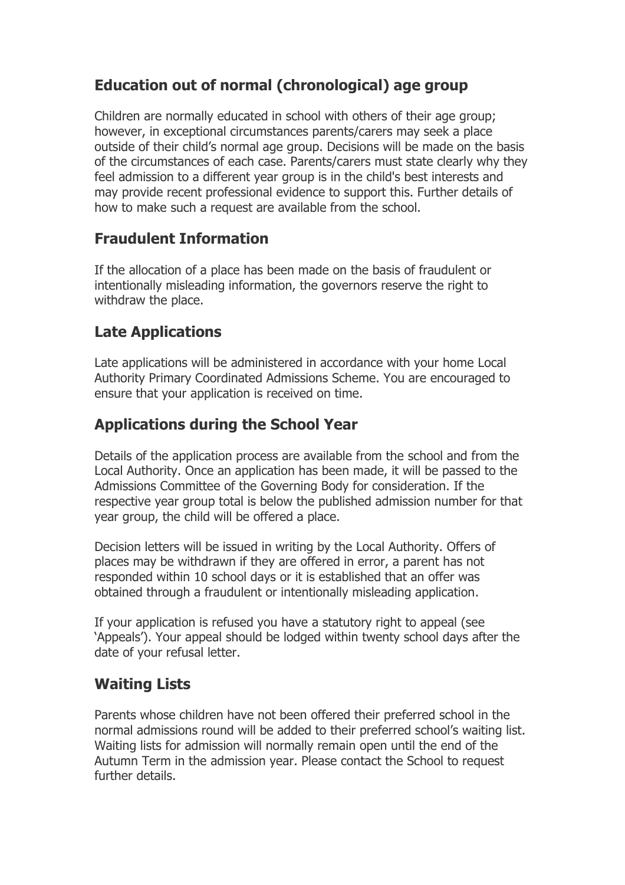## Education out of normal (chronological) age group

Children are normally educated in school with others of their age group; however, in exceptional circumstances parents/carers may seek a place outside of their child's normal age group. Decisions will be made on the basis of the circumstances of each case. Parents/carers must state clearly why they feel admission to a different year group is in the child's best interests and may provide recent professional evidence to support this. Further details of how to make such a request are available from the school.

## Fraudulent Information

If the allocation of a place has been made on the basis of fraudulent or intentionally misleading information, the governors reserve the right to withdraw the place.

## Late Applications

Late applications will be administered in accordance with your home Local Authority Primary Coordinated Admissions Scheme. You are encouraged to ensure that your application is received on time.

## Applications during the School Year

Details of the application process are available from the school and from the Local Authority. Once an application has been made, it will be passed to the Admissions Committee of the Governing Body for consideration. If the respective year group total is below the published admission number for that year group, the child will be offered a place.

Decision letters will be issued in writing by the Local Authority. Offers of places may be withdrawn if they are offered in error, a parent has not responded within 10 school days or it is established that an offer was obtained through a fraudulent or intentionally misleading application.

If your application is refused you have a statutory right to appeal (see 'Appeals'). Your appeal should be lodged within twenty school days after the date of your refusal letter.

## Waiting Lists

Parents whose children have not been offered their preferred school in the normal admissions round will be added to their preferred school's waiting list. Waiting lists for admission will normally remain open until the end of the Autumn Term in the admission year. Please contact the School to request further details.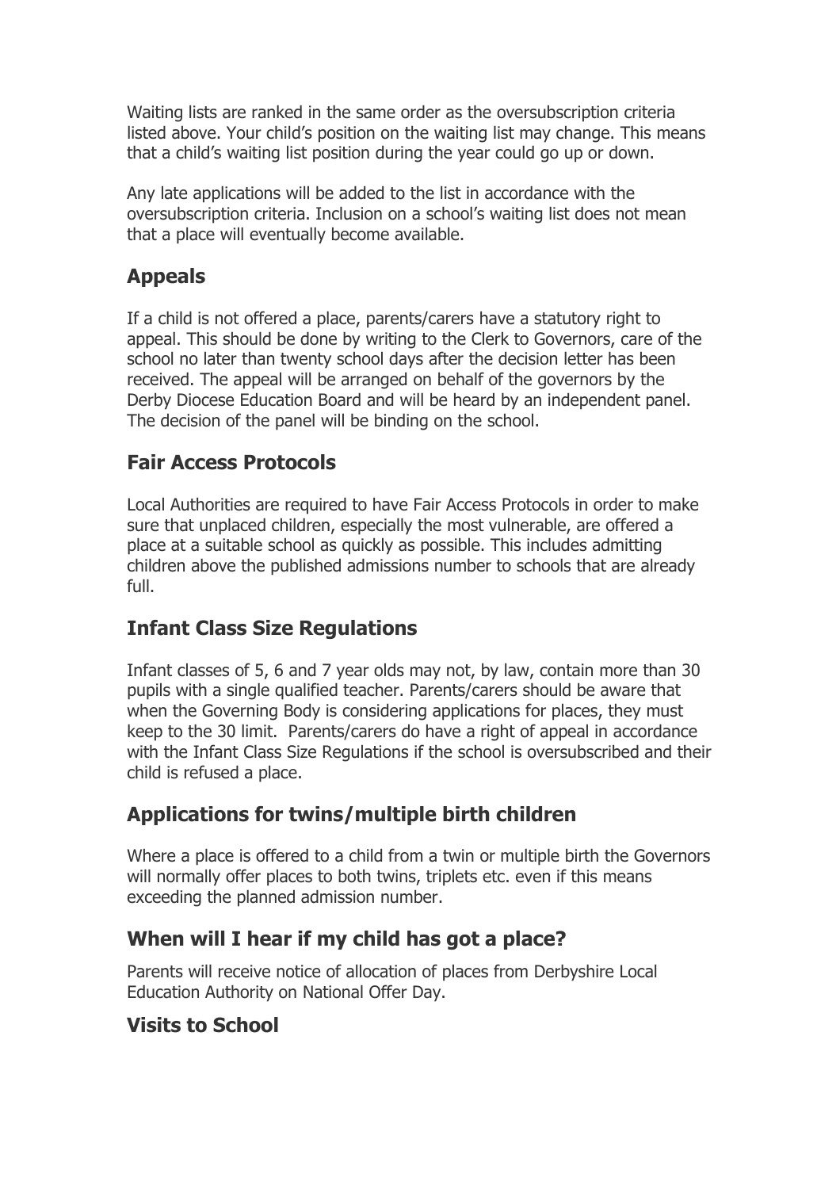Waiting lists are ranked in the same order as the oversubscription criteria listed above. Your child's position on the waiting list may change. This means that a child's waiting list position during the year could go up or down.

Any late applications will be added to the list in accordance with the oversubscription criteria. Inclusion on a school's waiting list does not mean that a place will eventually become available.

## Appeals

If a child is not offered a place, parents/carers have a statutory right to appeal. This should be done by writing to the Clerk to Governors, care of the school no later than twenty school days after the decision letter has been received. The appeal will be arranged on behalf of the governors by the Derby Diocese Education Board and will be heard by an independent panel. The decision of the panel will be binding on the school.

## Fair Access Protocols

Local Authorities are required to have Fair Access Protocols in order to make sure that unplaced children, especially the most vulnerable, are offered a place at a suitable school as quickly as possible. This includes admitting children above the published admissions number to schools that are already full.

## Infant Class Size Regulations

Infant classes of 5, 6 and 7 year olds may not, by law, contain more than 30 pupils with a single qualified teacher. Parents/carers should be aware that when the Governing Body is considering applications for places, they must keep to the 30 limit. Parents/carers do have a right of appeal in accordance with the Infant Class Size Regulations if the school is oversubscribed and their child is refused a place.

## Applications for twins/multiple birth children

Where a place is offered to a child from a twin or multiple birth the Governors will normally offer places to both twins, triplets etc. even if this means exceeding the planned admission number.

## When will I hear if my child has got a place?

Parents will receive notice of allocation of places from Derbyshire Local Education Authority on National Offer Day.

## Visits to School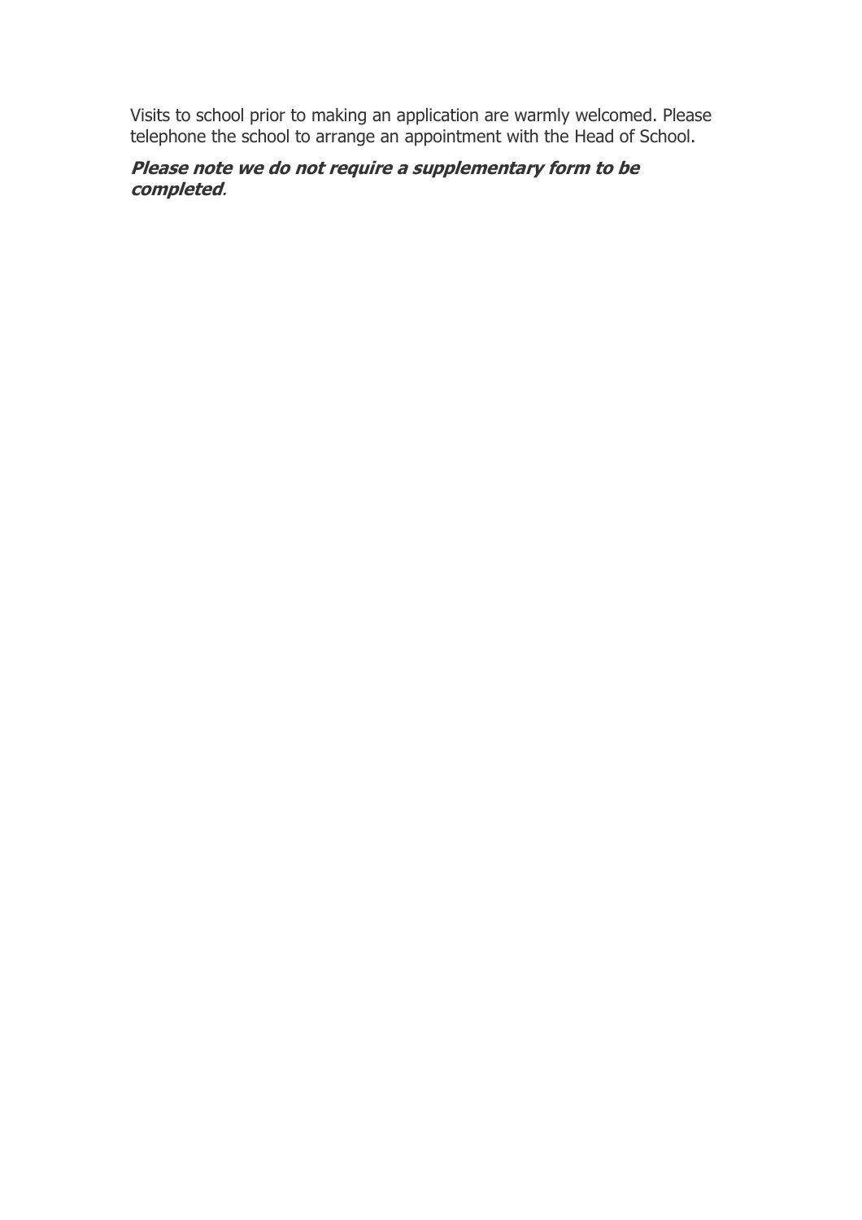Visits to school prior to making an application are warmly welcomed. Please telephone the school to arrange an appointment with the Head of School.

***Please note we do not require a supplementary form to be completed.***